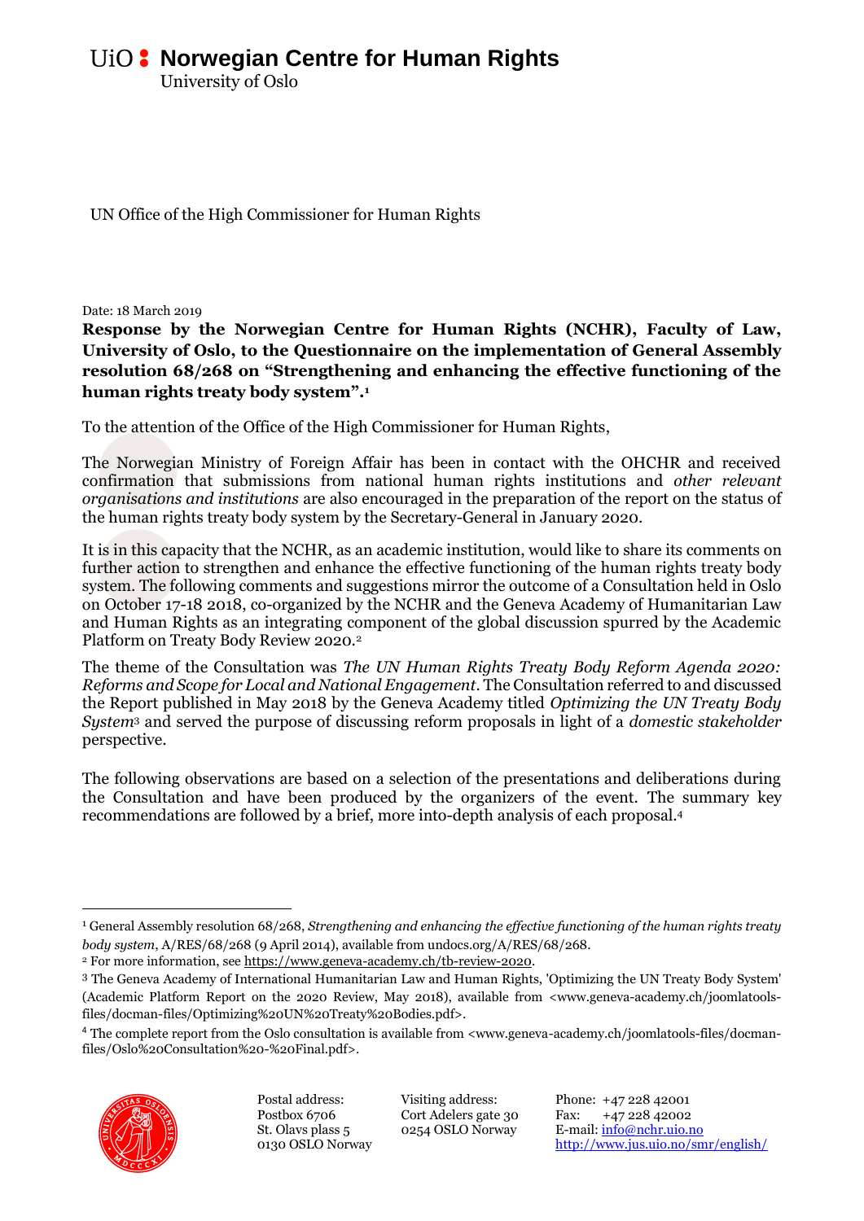UiO **Norwegian Centre for Human Rights**
University of Oslo

UN Office of the High Commissioner for Human Rights

Date: 18 March 2019

**Response by the Norwegian Centre for Human Rights (NCHR), Faculty of Law, University of Oslo, to the Questionnaire on the implementation of General Assembly resolution 68/268 on "Strengthening and enhancing the effective functioning of the human rights treaty body system".**[1]

To the attention of the Office of the High Commissioner for Human Rights,

The Norwegian Ministry of Foreign Affair has been in contact with the OHCHR and received confirmation that submissions from national human rights institutions and *other relevant organisations and institutions* are also encouraged in the preparation of the report on the status of the human rights treaty body system by the Secretary-General in January 2020.

It is in this capacity that the NCHR, as an academic institution, would like to share its comments on further action to strengthen and enhance the effective functioning of the human rights treaty body system. The following comments and suggestions mirror the outcome of a Consultation held in Oslo on October 17-18 2018, co-organized by the NCHR and the Geneva Academy of Humanitarian Law and Human Rights as an integrating component of the global discussion spurred by the Academic Platform on Treaty Body Review 2020.[2]

The theme of the Consultation was *The UN Human Rights Treaty Body Reform Agenda 2020: Reforms and Scope for Local and National Engagement*. The Consultation referred to and discussed the Report published in May 2018 by the Geneva Academy titled *Optimizing the UN Treaty Body System*[3] and served the purpose of discussing reform proposals in light of a *domestic stakeholder* perspective.

The following observations are based on a selection of the presentations and deliberations during the Consultation and have been produced by the organizers of the event. The summary key recommendations are followed by a brief, more into-depth analysis of each proposal.[4]

---

[1] General Assembly resolution 68/268, *Strengthening and enhancing the effective functioning of the human rights treaty body system*, A/RES/68/268 (9 April 2014), available from undocs.org/A/RES/68/268.

[2] For more information, see https://www.geneva-academy.ch/tb-review-2020.

[3] The Geneva Academy of International Humanitarian Law and Human Rights, 'Optimizing the UN Treaty Body System' (Academic Platform Report on the 2020 Review, May 2018), available from <www.geneva-academy.ch/joomlatools-files/docman-files/Optimizing%20UN%20Treaty%20Bodies.pdf>.

[4] The complete report from the Oslo consultation is available from <www.geneva-academy.ch/joomlatools-files/docman-files/Oslo%20Consultation%20-%20Final.pdf>.

Postal address:
Postbox 6706
St. Olavs plass 5
0130 OSLO Norway

Visiting address:
Cort Adelers gate 30
0254 OSLO Norway

Phone: +47 228 42001
Fax: +47 228 42002
E-mail: info@nchr.uio.no
http://www.jus.uio.no/smr/english/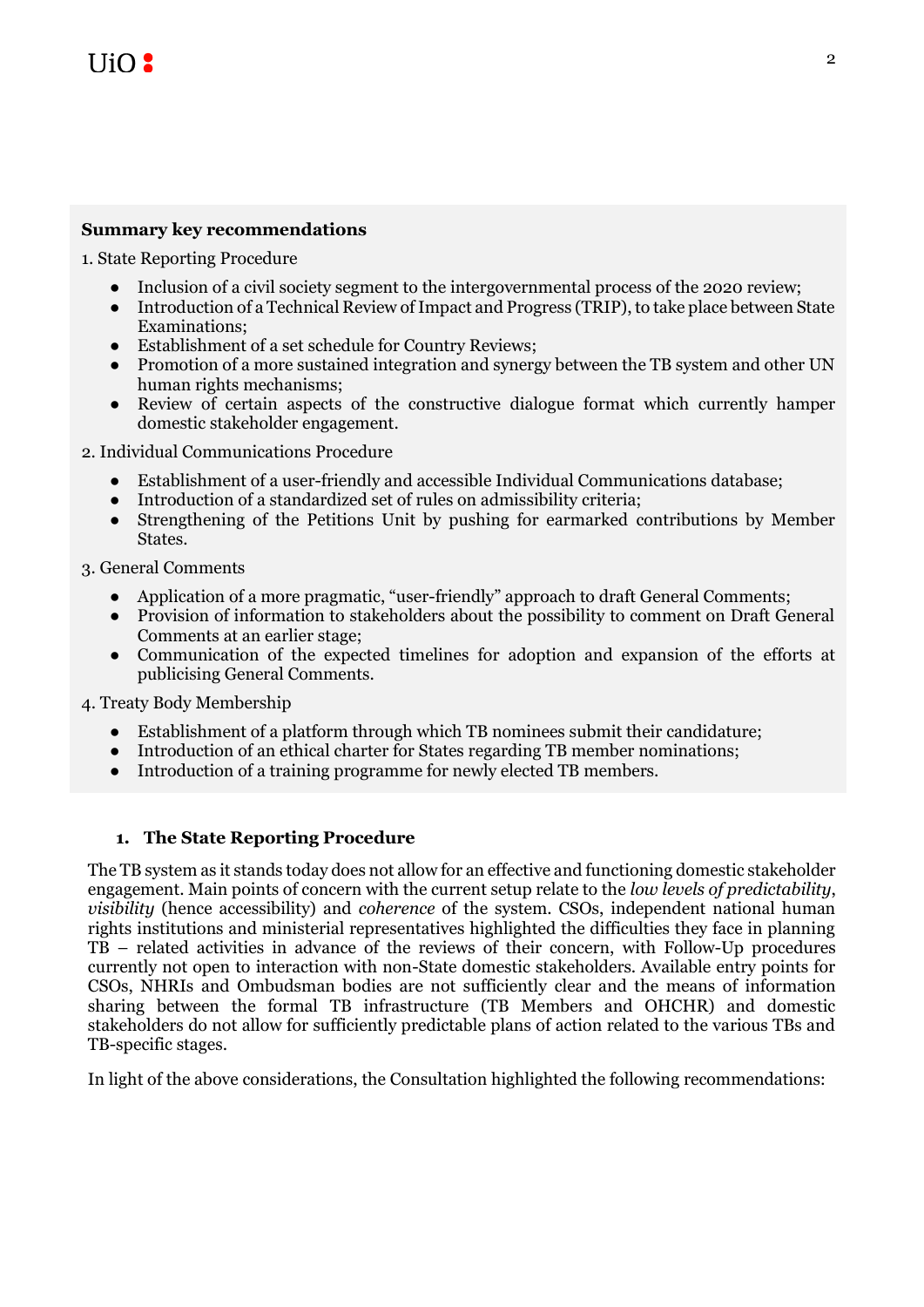**Summary key recommendations**

1. State Reporting Procedure

- Inclusion of a civil society segment to the intergovernmental process of the 2020 review;
- Introduction of a Technical Review of Impact and Progress (TRIP), to take place between State Examinations;
- Establishment of a set schedule for Country Reviews;
- Promotion of a more sustained integration and synergy between the TB system and other UN human rights mechanisms;
- Review of certain aspects of the constructive dialogue format which currently hamper domestic stakeholder engagement.

2. Individual Communications Procedure

- Establishment of a user-friendly and accessible Individual Communications database;
- Introduction of a standardized set of rules on admissibility criteria;
- Strengthening of the Petitions Unit by pushing for earmarked contributions by Member States.

3. General Comments

- Application of a more pragmatic, "user-friendly" approach to draft General Comments;
- Provision of information to stakeholders about the possibility to comment on Draft General Comments at an earlier stage;
- Communication of the expected timelines for adoption and expansion of the efforts at publicising General Comments.

4. Treaty Body Membership

- Establishment of a platform through which TB nominees submit their candidature;
- Introduction of an ethical charter for States regarding TB member nominations;
- Introduction of a training programme for newly elected TB members.

## 1. The State Reporting Procedure

The TB system as it stands today does not allow for an effective and functioning domestic stakeholder engagement. Main points of concern with the current setup relate to the *low levels of predictability*, *visibility* (hence accessibility) and *coherence* of the system. CSOs, independent national human rights institutions and ministerial representatives highlighted the difficulties they face in planning TB – related activities in advance of the reviews of their concern, with Follow-Up procedures currently not open to interaction with non-State domestic stakeholders. Available entry points for CSOs, NHRIs and Ombudsman bodies are not sufficiently clear and the means of information sharing between the formal TB infrastructure (TB Members and OHCHR) and domestic stakeholders do not allow for sufficiently predictable plans of action related to the various TBs and TB-specific stages.

In light of the above considerations, the Consultation highlighted the following recommendations: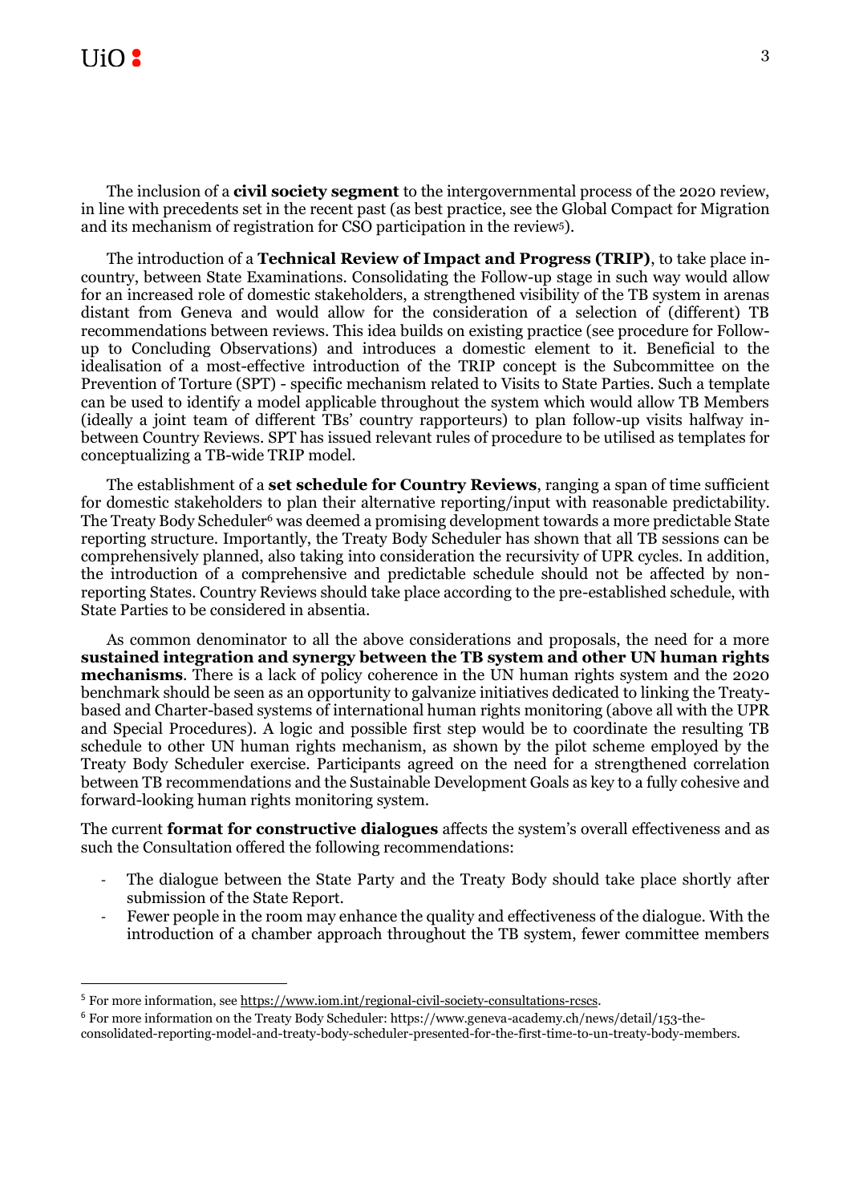The inclusion of a **civil society segment** to the intergovernmental process of the 2020 review, in line with precedents set in the recent past (as best practice, see the Global Compact for Migration and its mechanism of registration for CSO participation in the review[5]).

The introduction of a **Technical Review of Impact and Progress (TRIP)**, to take place in-country, between State Examinations. Consolidating the Follow-up stage in such way would allow for an increased role of domestic stakeholders, a strengthened visibility of the TB system in arenas distant from Geneva and would allow for the consideration of a selection of (different) TB recommendations between reviews. This idea builds on existing practice (see procedure for Follow-up to Concluding Observations) and introduces a domestic element to it. Beneficial to the idealisation of a most-effective introduction of the TRIP concept is the Subcommittee on the Prevention of Torture (SPT) - specific mechanism related to Visits to State Parties. Such a template can be used to identify a model applicable throughout the system which would allow TB Members (ideally a joint team of different TBs' country rapporteurs) to plan follow-up visits halfway in-between Country Reviews. SPT has issued relevant rules of procedure to be utilised as templates for conceptualizing a TB-wide TRIP model.

The establishment of a **set schedule for Country Reviews**, ranging a span of time sufficient for domestic stakeholders to plan their alternative reporting/input with reasonable predictability. The Treaty Body Scheduler[6] was deemed a promising development towards a more predictable State reporting structure. Importantly, the Treaty Body Scheduler has shown that all TB sessions can be comprehensively planned, also taking into consideration the recursivity of UPR cycles. In addition, the introduction of a comprehensive and predictable schedule should not be affected by non-reporting States. Country Reviews should take place according to the pre-established schedule, with State Parties to be considered in absentia.

As common denominator to all the above considerations and proposals, the need for a more **sustained integration and synergy between the TB system and other UN human rights mechanisms**. There is a lack of policy coherence in the UN human rights system and the 2020 benchmark should be seen as an opportunity to galvanize initiatives dedicated to linking the Treaty-based and Charter-based systems of international human rights monitoring (above all with the UPR and Special Procedures). A logic and possible first step would be to coordinate the resulting TB schedule to other UN human rights mechanism, as shown by the pilot scheme employed by the Treaty Body Scheduler exercise. Participants agreed on the need for a strengthened correlation between TB recommendations and the Sustainable Development Goals as key to a fully cohesive and forward-looking human rights monitoring system.

The current **format for constructive dialogues** affects the system's overall effectiveness and as such the Consultation offered the following recommendations:

- The dialogue between the State Party and the Treaty Body should take place shortly after submission of the State Report.
- Fewer people in the room may enhance the quality and effectiveness of the dialogue. With the introduction of a chamber approach throughout the TB system, fewer committee members

---

[5] For more information, see https://www.iom.int/regional-civil-society-consultations-rcscs.

[6] For more information on the Treaty Body Scheduler: https://www.geneva-academy.ch/news/detail/153-the-consolidated-reporting-model-and-treaty-body-scheduler-presented-for-the-first-time-to-un-treaty-body-members.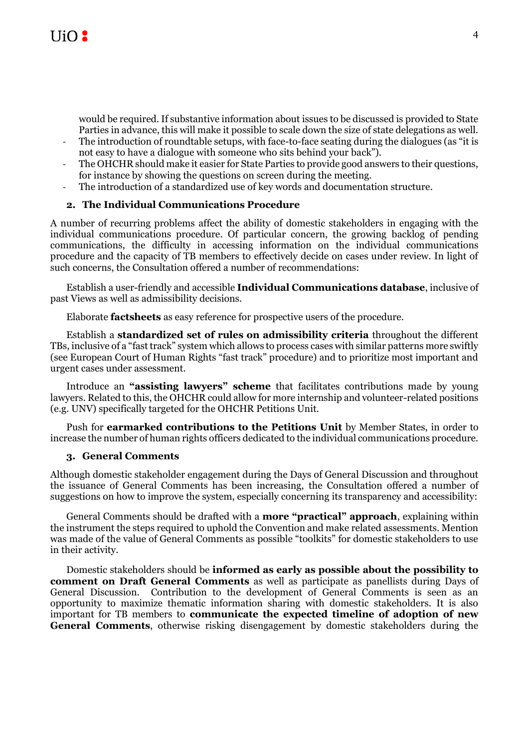would be required. If substantive information about issues to be discussed is provided to State Parties in advance, this will make it possible to scale down the size of state delegations as well.

- The introduction of roundtable setups, with face-to-face seating during the dialogues (as "it is not easy to have a dialogue with someone who sits behind your back").
- The OHCHR should make it easier for State Parties to provide good answers to their questions, for instance by showing the questions on screen during the meeting.
- The introduction of a standardized use of key words and documentation structure.

### 2. The Individual Communications Procedure

A number of recurring problems affect the ability of domestic stakeholders in engaging with the individual communications procedure. Of particular concern, the growing backlog of pending communications, the difficulty in accessing information on the individual communications procedure and the capacity of TB members to effectively decide on cases under review. In light of such concerns, the Consultation offered a number of recommendations:

Establish a user-friendly and accessible **Individual Communications database**, inclusive of past Views as well as admissibility decisions.

Elaborate **factsheets** as easy reference for prospective users of the procedure.

Establish a **standardized set of rules on admissibility criteria** throughout the different TBs, inclusive of a "fast track" system which allows to process cases with similar patterns more swiftly (see European Court of Human Rights "fast track" procedure) and to prioritize most important and urgent cases under assessment.

Introduce an **"assisting lawyers" scheme** that facilitates contributions made by young lawyers. Related to this, the OHCHR could allow for more internship and volunteer-related positions (e.g. UNV) specifically targeted for the OHCHR Petitions Unit.

Push for **earmarked contributions to the Petitions Unit** by Member States, in order to increase the number of human rights officers dedicated to the individual communications procedure.

### 3. General Comments

Although domestic stakeholder engagement during the Days of General Discussion and throughout the issuance of General Comments has been increasing, the Consultation offered a number of suggestions on how to improve the system, especially concerning its transparency and accessibility:

General Comments should be drafted with a **more "practical" approach**, explaining within the instrument the steps required to uphold the Convention and make related assessments. Mention was made of the value of General Comments as possible "toolkits" for domestic stakeholders to use in their activity.

Domestic stakeholders should be **informed as early as possible about the possibility to comment on Draft General Comments** as well as participate as panellists during Days of General Discussion. Contribution to the development of General Comments is seen as an opportunity to maximize thematic information sharing with domestic stakeholders. It is also important for TB members to **communicate the expected timeline of adoption of new General Comments**, otherwise risking disengagement by domestic stakeholders during the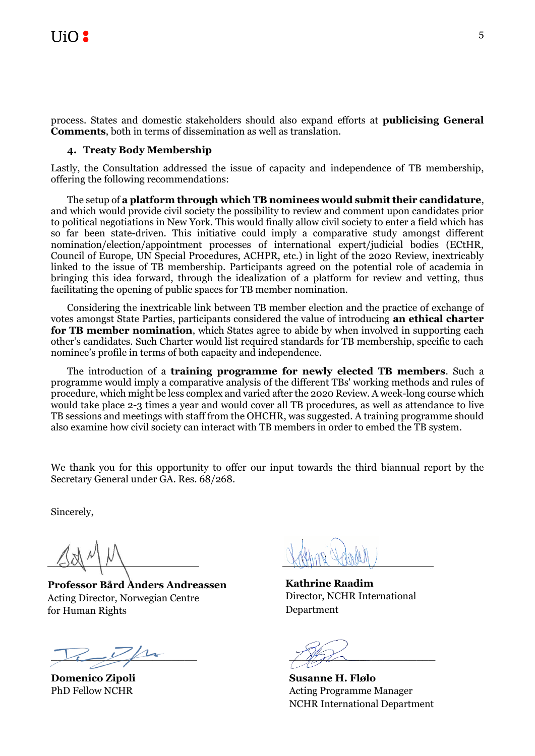process. States and domestic stakeholders should also expand efforts at **publicising General Comments**, both in terms of dissemination as well as translation.

### 4. Treaty Body Membership

Lastly, the Consultation addressed the issue of capacity and independence of TB membership, offering the following recommendations:

The setup of **a platform through which TB nominees would submit their candidature**, and which would provide civil society the possibility to review and comment upon candidates prior to political negotiations in New York. This would finally allow civil society to enter a field which has so far been state-driven. This initiative could imply a comparative study amongst different nomination/election/appointment processes of international expert/judicial bodies (ECtHR, Council of Europe, UN Special Procedures, ACHPR, etc.) in light of the 2020 Review, inextricably linked to the issue of TB membership. Participants agreed on the potential role of academia in bringing this idea forward, through the idealization of a platform for review and vetting, thus facilitating the opening of public spaces for TB member nomination.

Considering the inextricable link between TB member election and the practice of exchange of votes amongst State Parties, participants considered the value of introducing **an ethical charter for TB member nomination**, which States agree to abide by when involved in supporting each other's candidates. Such Charter would list required standards for TB membership, specific to each nominee's profile in terms of both capacity and independence.

The introduction of a **training programme for newly elected TB members**. Such a programme would imply a comparative analysis of the different TBs' working methods and rules of procedure, which might be less complex and varied after the 2020 Review. A week-long course which would take place 2-3 times a year and would cover all TB procedures, as well as attendance to live TB sessions and meetings with staff from the OHCHR, was suggested. A training programme should also examine how civil society can interact with TB members in order to embed the TB system.

We thank you for this opportunity to offer our input towards the third biannual report by the Secretary General under GA. Res. 68/268.

Sincerely,

**Professor Bård Anders Andreassen**
Acting Director, Norwegian Centre for Human Rights

**Kathrine Raadim**
Director, NCHR International Department

**Domenico Zipoli**
PhD Fellow NCHR

**Susanne H. Flølo**
Acting Programme Manager
NCHR International Department